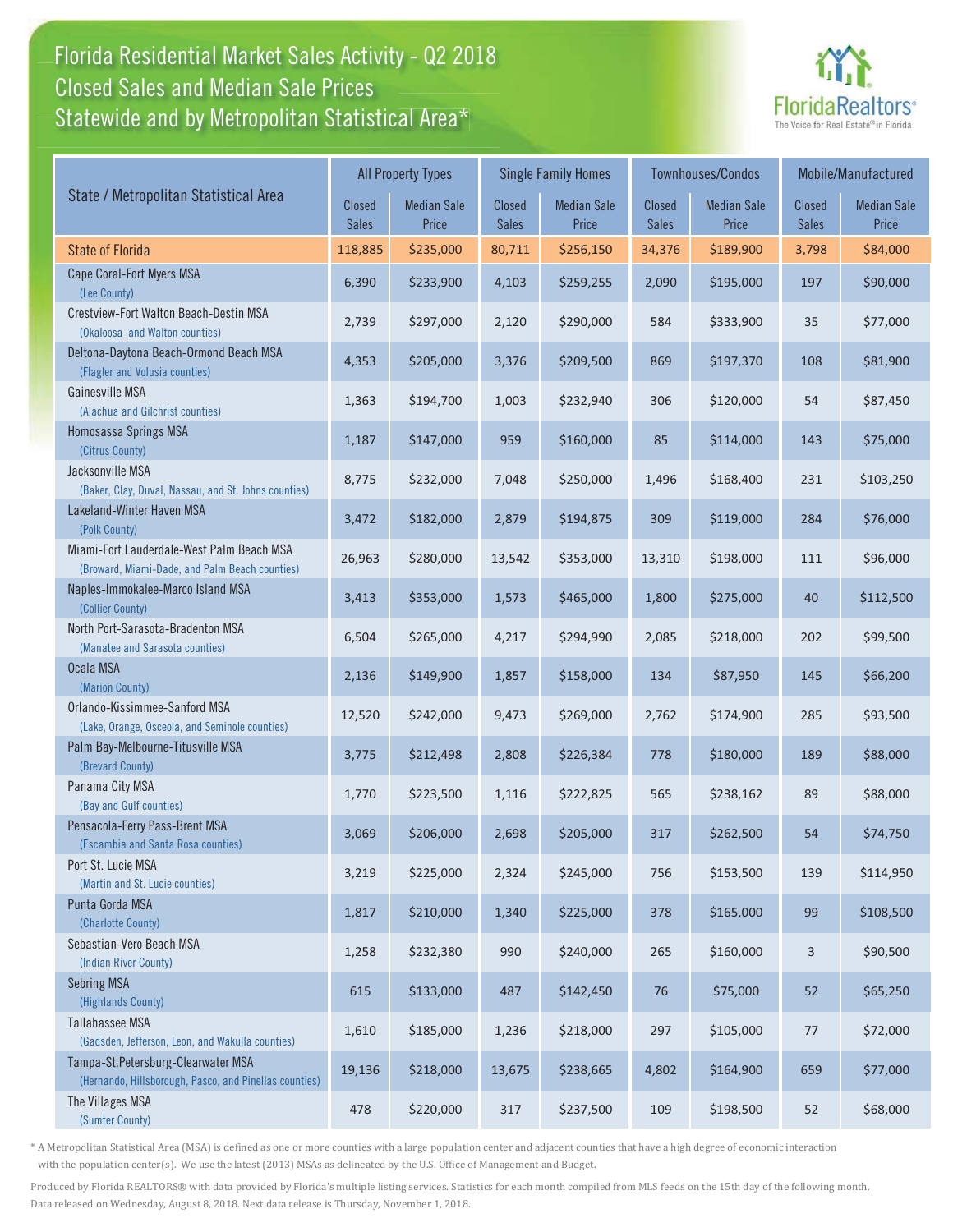# Florida Residential Market Sales Activity - Q2 2018
## Closed Sales and Median Sale Prices
## Statewide and by Metropolitan Statistical Area*

FloridaRealtors® The Voice for Real Estate® in Florida

| State / Metropolitan Statistical Area | All Property Types | | Single Family Homes | | Townhouses/Condos | | Mobile/Manufactured | |
|---|---|---|---|---|---|---|---|---|
| | Closed Sales | Median Sale Price | Closed Sales | Median Sale Price | Closed Sales | Median Sale Price | Closed Sales | Median Sale Price |
| State of Florida | 118,885 | $235,000 | 80,711 | $256,150 | 34,376 | $189,900 | 3,798 | $84,000 |
| Cape Coral-Fort Myers MSA (Lee County) | 6,390 | $233,900 | 4,103 | $259,255 | 2,090 | $195,000 | 197 | $90,000 |
| Crestview-Fort Walton Beach-Destin MSA (Okaloosa and Walton counties) | 2,739 | $297,000 | 2,120 | $290,000 | 584 | $333,900 | 35 | $77,000 |
| Deltona-Daytona Beach-Ormond Beach MSA (Flagler and Volusia counties) | 4,353 | $205,000 | 3,376 | $209,500 | 869 | $197,370 | 108 | $81,900 |
| Gainesville MSA (Alachua and Gilchrist counties) | 1,363 | $194,700 | 1,003 | $232,940 | 306 | $120,000 | 54 | $87,450 |
| Homosassa Springs MSA (Citrus County) | 1,187 | $147,000 | 959 | $160,000 | 85 | $114,000 | 143 | $75,000 |
| Jacksonville MSA (Baker, Clay, Duval, Nassau, and St. Johns counties) | 8,775 | $232,000 | 7,048 | $250,000 | 1,496 | $168,400 | 231 | $103,250 |
| Lakeland-Winter Haven MSA (Polk County) | 3,472 | $182,000 | 2,879 | $194,875 | 309 | $119,000 | 284 | $76,000 |
| Miami-Fort Lauderdale-West Palm Beach MSA (Broward, Miami-Dade, and Palm Beach counties) | 26,963 | $280,000 | 13,542 | $353,000 | 13,310 | $198,000 | 111 | $96,000 |
| Naples-Immokalee-Marco Island MSA (Collier County) | 3,413 | $353,000 | 1,573 | $465,000 | 1,800 | $275,000 | 40 | $112,500 |
| North Port-Sarasota-Bradenton MSA (Manatee and Sarasota counties) | 6,504 | $265,000 | 4,217 | $294,990 | 2,085 | $218,000 | 202 | $99,500 |
| Ocala MSA (Marion County) | 2,136 | $149,900 | 1,857 | $158,000 | 134 | $87,950 | 145 | $66,200 |
| Orlando-Kissimmee-Sanford MSA (Lake, Orange, Osceola, and Seminole counties) | 12,520 | $242,000 | 9,473 | $269,000 | 2,762 | $174,900 | 285 | $93,500 |
| Palm Bay-Melbourne-Titusville MSA (Brevard County) | 3,775 | $212,498 | 2,808 | $226,384 | 778 | $180,000 | 189 | $88,000 |
| Panama City MSA (Bay and Gulf counties) | 1,770 | $223,500 | 1,116 | $222,825 | 565 | $238,162 | 89 | $88,000 |
| Pensacola-Ferry Pass-Brent MSA (Escambia and Santa Rosa counties) | 3,069 | $206,000 | 2,698 | $205,000 | 317 | $262,500 | 54 | $74,750 |
| Port St. Lucie MSA (Martin and St. Lucie counties) | 3,219 | $225,000 | 2,324 | $245,000 | 756 | $153,500 | 139 | $114,950 |
| Punta Gorda MSA (Charlotte County) | 1,817 | $210,000 | 1,340 | $225,000 | 378 | $165,000 | 99 | $108,500 |
| Sebastian-Vero Beach MSA (Indian River County) | 1,258 | $232,380 | 990 | $240,000 | 265 | $160,000 | 3 | $90,500 |
| Sebring MSA (Highlands County) | 615 | $133,000 | 487 | $142,450 | 76 | $75,000 | 52 | $65,250 |
| Tallahassee MSA (Gadsden, Jefferson, Leon, and Wakulla counties) | 1,610 | $185,000 | 1,236 | $218,000 | 297 | $105,000 | 77 | $72,000 |
| Tampa-St.Petersburg-Clearwater MSA (Hernando, Hillsborough, Pasco, and Pinellas counties) | 19,136 | $218,000 | 13,675 | $238,665 | 4,802 | $164,900 | 659 | $77,000 |
| The Villages MSA (Sumter County) | 478 | $220,000 | 317 | $237,500 | 109 | $198,500 | 52 | $68,000 |

* A Metropolitan Statistical Area (MSA) is defined as one or more counties with a large population center and adjacent counties that have a high degree of economic interaction with the population center(s). We use the latest (2013) MSAs as delineated by the U.S. Office of Management and Budget.

Produced by Florida REALTORS® with data provided by Florida's multiple listing services. Statistics for each month compiled from MLS feeds on the 15th day of the following month. Data released on Wednesday, August 8, 2018. Next data release is Thursday, November 1, 2018.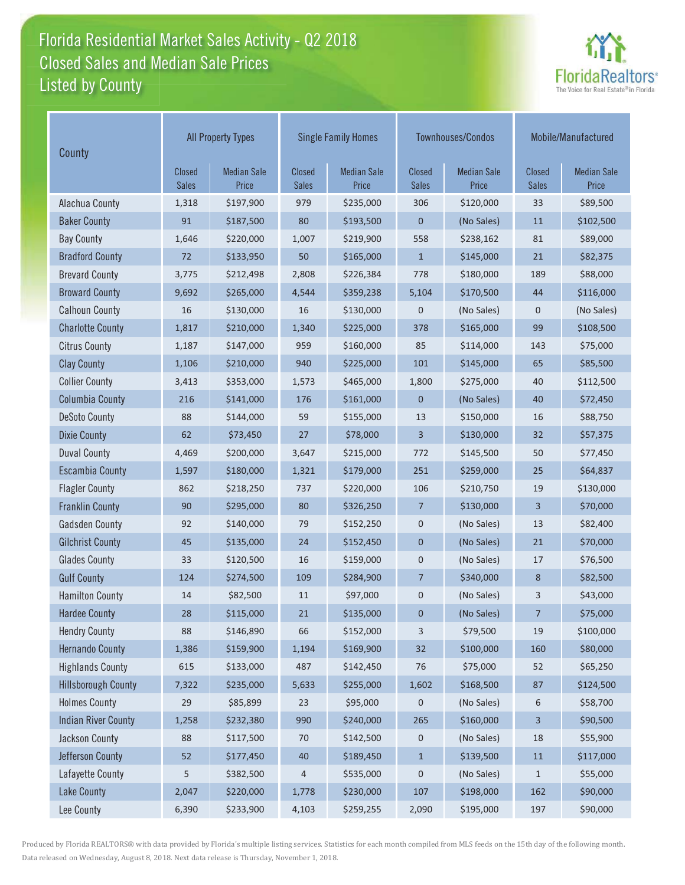# Florida Residential Market Sales Activity - Q2 2018
## Closed Sales and Median Sale Prices
## Listed by County

| County | All Property Types | | Single Family Homes | | Townhouses/Condos | | Mobile/Manufactured | |
|---|---|---|---|---|---|---|---|---|
| | Closed Sales | Median Sale Price | Closed Sales | Median Sale Price | Closed Sales | Median Sale Price | Closed Sales | Median Sale Price |
| Alachua County | 1,318 | $197,900 | 979 | $235,000 | 306 | $120,000 | 33 | $89,500 |
| Baker County | 91 | $187,500 | 80 | $193,500 | 0 | (No Sales) | 11 | $102,500 |
| Bay County | 1,646 | $220,000 | 1,007 | $219,900 | 558 | $238,162 | 81 | $89,000 |
| Bradford County | 72 | $133,950 | 50 | $165,000 | 1 | $145,000 | 21 | $82,375 |
| Brevard County | 3,775 | $212,498 | 2,808 | $226,384 | 778 | $180,000 | 189 | $88,000 |
| Broward County | 9,692 | $265,000 | 4,544 | $359,238 | 5,104 | $170,500 | 44 | $116,000 |
| Calhoun County | 16 | $130,000 | 16 | $130,000 | 0 | (No Sales) | 0 | (No Sales) |
| Charlotte County | 1,817 | $210,000 | 1,340 | $225,000 | 378 | $165,000 | 99 | $108,500 |
| Citrus County | 1,187 | $147,000 | 959 | $160,000 | 85 | $114,000 | 143 | $75,000 |
| Clay County | 1,106 | $210,000 | 940 | $225,000 | 101 | $145,000 | 65 | $85,500 |
| Collier County | 3,413 | $353,000 | 1,573 | $465,000 | 1,800 | $275,000 | 40 | $112,500 |
| Columbia County | 216 | $141,000 | 176 | $161,000 | 0 | (No Sales) | 40 | $72,450 |
| DeSoto County | 88 | $144,000 | 59 | $155,000 | 13 | $150,000 | 16 | $88,750 |
| Dixie County | 62 | $73,450 | 27 | $78,000 | 3 | $130,000 | 32 | $57,375 |
| Duval County | 4,469 | $200,000 | 3,647 | $215,000 | 772 | $145,500 | 50 | $77,450 |
| Escambia County | 1,597 | $180,000 | 1,321 | $179,000 | 251 | $259,000 | 25 | $64,837 |
| Flagler County | 862 | $218,250 | 737 | $220,000 | 106 | $210,750 | 19 | $130,000 |
| Franklin County | 90 | $295,000 | 80 | $326,250 | 7 | $130,000 | 3 | $70,000 |
| Gadsden County | 92 | $140,000 | 79 | $152,250 | 0 | (No Sales) | 13 | $82,400 |
| Gilchrist County | 45 | $135,000 | 24 | $152,450 | 0 | (No Sales) | 21 | $70,000 |
| Glades County | 33 | $120,500 | 16 | $159,000 | 0 | (No Sales) | 17 | $76,500 |
| Gulf County | 124 | $274,500 | 109 | $284,900 | 7 | $340,000 | 8 | $82,500 |
| Hamilton County | 14 | $82,500 | 11 | $97,000 | 0 | (No Sales) | 3 | $43,000 |
| Hardee County | 28 | $115,000 | 21 | $135,000 | 0 | (No Sales) | 7 | $75,000 |
| Hendry County | 88 | $146,890 | 66 | $152,000 | 3 | $79,500 | 19 | $100,000 |
| Hernando County | 1,386 | $159,900 | 1,194 | $169,900 | 32 | $100,000 | 160 | $80,000 |
| Highlands County | 615 | $133,000 | 487 | $142,450 | 76 | $75,000 | 52 | $65,250 |
| Hillsborough County | 7,322 | $235,000 | 5,633 | $255,000 | 1,602 | $168,500 | 87 | $124,500 |
| Holmes County | 29 | $85,899 | 23 | $95,000 | 0 | (No Sales) | 6 | $58,700 |
| Indian River County | 1,258 | $232,380 | 990 | $240,000 | 265 | $160,000 | 3 | $90,500 |
| Jackson County | 88 | $117,500 | 70 | $142,500 | 0 | (No Sales) | 18 | $55,900 |
| Jefferson County | 52 | $177,450 | 40 | $189,450 | 1 | $139,500 | 11 | $117,000 |
| Lafayette County | 5 | $382,500 | 4 | $535,000 | 0 | (No Sales) | 1 | $55,000 |
| Lake County | 2,047 | $220,000 | 1,778 | $230,000 | 107 | $198,000 | 162 | $90,000 |
| Lee County | 6,390 | $233,900 | 4,103 | $259,255 | 2,090 | $195,000 | 197 | $90,000 |

Produced by Florida REALTORS® with data provided by Florida's multiple listing services. Statistics for each month compiled from MLS feeds on the 15th day of the following month. Data released on Wednesday, August 8, 2018. Next data release is Thursday, November 1, 2018.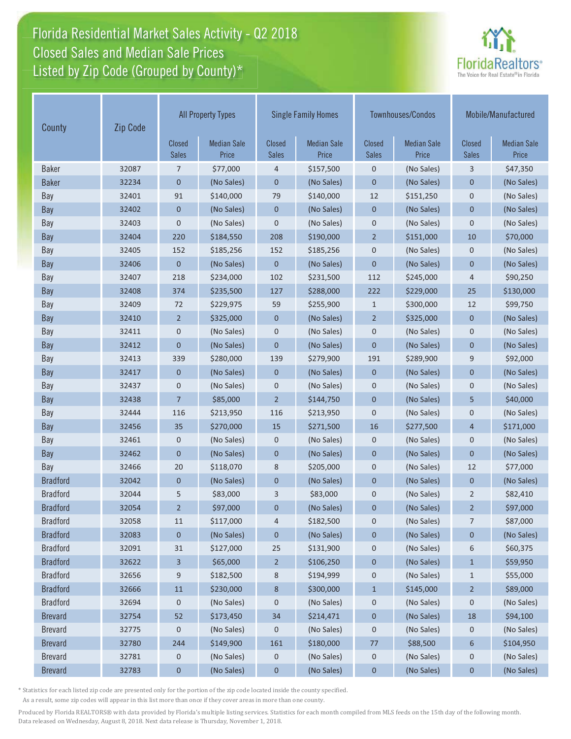# Florida Residential Market Sales Activity - Q2 2018
## Closed Sales and Median Sale Prices
## Listed by Zip Code (Grouped by County)*

| County | Zip Code | All Property Types | | Single Family Homes | | Townhouses/Condos | | Mobile/Manufactured | |
|---|---|---|---|---|---|---|---|---|---|
| | | Closed Sales | Median Sale Price | Closed Sales | Median Sale Price | Closed Sales | Median Sale Price | Closed Sales | Median Sale Price |
| Baker | 32087 | 7 | $77,000 | 4 | $157,500 | 0 | (No Sales) | 3 | $47,350 |
| Baker | 32234 | 0 | (No Sales) | 0 | (No Sales) | 0 | (No Sales) | 0 | (No Sales) |
| Bay | 32401 | 91 | $140,000 | 79 | $140,000 | 12 | $151,250 | 0 | (No Sales) |
| Bay | 32402 | 0 | (No Sales) | 0 | (No Sales) | 0 | (No Sales) | 0 | (No Sales) |
| Bay | 32403 | 0 | (No Sales) | 0 | (No Sales) | 0 | (No Sales) | 0 | (No Sales) |
| Bay | 32404 | 220 | $184,550 | 208 | $190,000 | 2 | $151,000 | 10 | $70,000 |
| Bay | 32405 | 152 | $185,256 | 152 | $185,256 | 0 | (No Sales) | 0 | (No Sales) |
| Bay | 32406 | 0 | (No Sales) | 0 | (No Sales) | 0 | (No Sales) | 0 | (No Sales) |
| Bay | 32407 | 218 | $234,000 | 102 | $231,500 | 112 | $245,000 | 4 | $90,250 |
| Bay | 32408 | 374 | $235,500 | 127 | $288,000 | 222 | $229,000 | 25 | $130,000 |
| Bay | 32409 | 72 | $229,975 | 59 | $255,900 | 1 | $300,000 | 12 | $99,750 |
| Bay | 32410 | 2 | $325,000 | 0 | (No Sales) | 2 | $325,000 | 0 | (No Sales) |
| Bay | 32411 | 0 | (No Sales) | 0 | (No Sales) | 0 | (No Sales) | 0 | (No Sales) |
| Bay | 32412 | 0 | (No Sales) | 0 | (No Sales) | 0 | (No Sales) | 0 | (No Sales) |
| Bay | 32413 | 339 | $280,000 | 139 | $279,900 | 191 | $289,900 | 9 | $92,000 |
| Bay | 32417 | 0 | (No Sales) | 0 | (No Sales) | 0 | (No Sales) | 0 | (No Sales) |
| Bay | 32437 | 0 | (No Sales) | 0 | (No Sales) | 0 | (No Sales) | 0 | (No Sales) |
| Bay | 32438 | 7 | $85,000 | 2 | $144,750 | 0 | (No Sales) | 5 | $40,000 |
| Bay | 32444 | 116 | $213,950 | 116 | $213,950 | 0 | (No Sales) | 0 | (No Sales) |
| Bay | 32456 | 35 | $270,000 | 15 | $271,500 | 16 | $277,500 | 4 | $171,000 |
| Bay | 32461 | 0 | (No Sales) | 0 | (No Sales) | 0 | (No Sales) | 0 | (No Sales) |
| Bay | 32462 | 0 | (No Sales) | 0 | (No Sales) | 0 | (No Sales) | 0 | (No Sales) |
| Bay | 32466 | 20 | $118,070 | 8 | $205,000 | 0 | (No Sales) | 12 | $77,000 |
| Bradford | 32042 | 0 | (No Sales) | 0 | (No Sales) | 0 | (No Sales) | 0 | (No Sales) |
| Bradford | 32044 | 5 | $83,000 | 3 | $83,000 | 0 | (No Sales) | 2 | $82,410 |
| Bradford | 32054 | 2 | $97,000 | 0 | (No Sales) | 0 | (No Sales) | 2 | $97,000 |
| Bradford | 32058 | 11 | $117,000 | 4 | $182,500 | 0 | (No Sales) | 7 | $87,000 |
| Bradford | 32083 | 0 | (No Sales) | 0 | (No Sales) | 0 | (No Sales) | 0 | (No Sales) |
| Bradford | 32091 | 31 | $127,000 | 25 | $131,900 | 0 | (No Sales) | 6 | $60,375 |
| Bradford | 32622 | 3 | $65,000 | 2 | $106,250 | 0 | (No Sales) | 1 | $59,950 |
| Bradford | 32656 | 9 | $182,500 | 8 | $194,999 | 0 | (No Sales) | 1 | $55,000 |
| Bradford | 32666 | 11 | $230,000 | 8 | $300,000 | 1 | $145,000 | 2 | $89,000 |
| Bradford | 32694 | 0 | (No Sales) | 0 | (No Sales) | 0 | (No Sales) | 0 | (No Sales) |
| Brevard | 32754 | 52 | $173,450 | 34 | $214,471 | 0 | (No Sales) | 18 | $94,100 |
| Brevard | 32775 | 0 | (No Sales) | 0 | (No Sales) | 0 | (No Sales) | 0 | (No Sales) |
| Brevard | 32780 | 244 | $149,900 | 161 | $180,000 | 77 | $88,500 | 6 | $104,950 |
| Brevard | 32781 | 0 | (No Sales) | 0 | (No Sales) | 0 | (No Sales) | 0 | (No Sales) |
| Brevard | 32783 | 0 | (No Sales) | 0 | (No Sales) | 0 | (No Sales) | 0 | (No Sales) |

* Statistics for each listed zip code are presented only for the portion of the zip code located inside the county specified. As a result, some zip codes will appear in this list more than once if they cover areas in more than one county.

Produced by Florida REALTORS® with data provided by Florida's multiple listing services. Statistics for each month compiled from MLS feeds on the 15th day of the following month. Data released on Wednesday, August 8, 2018. Next data release is Thursday, November 1, 2018.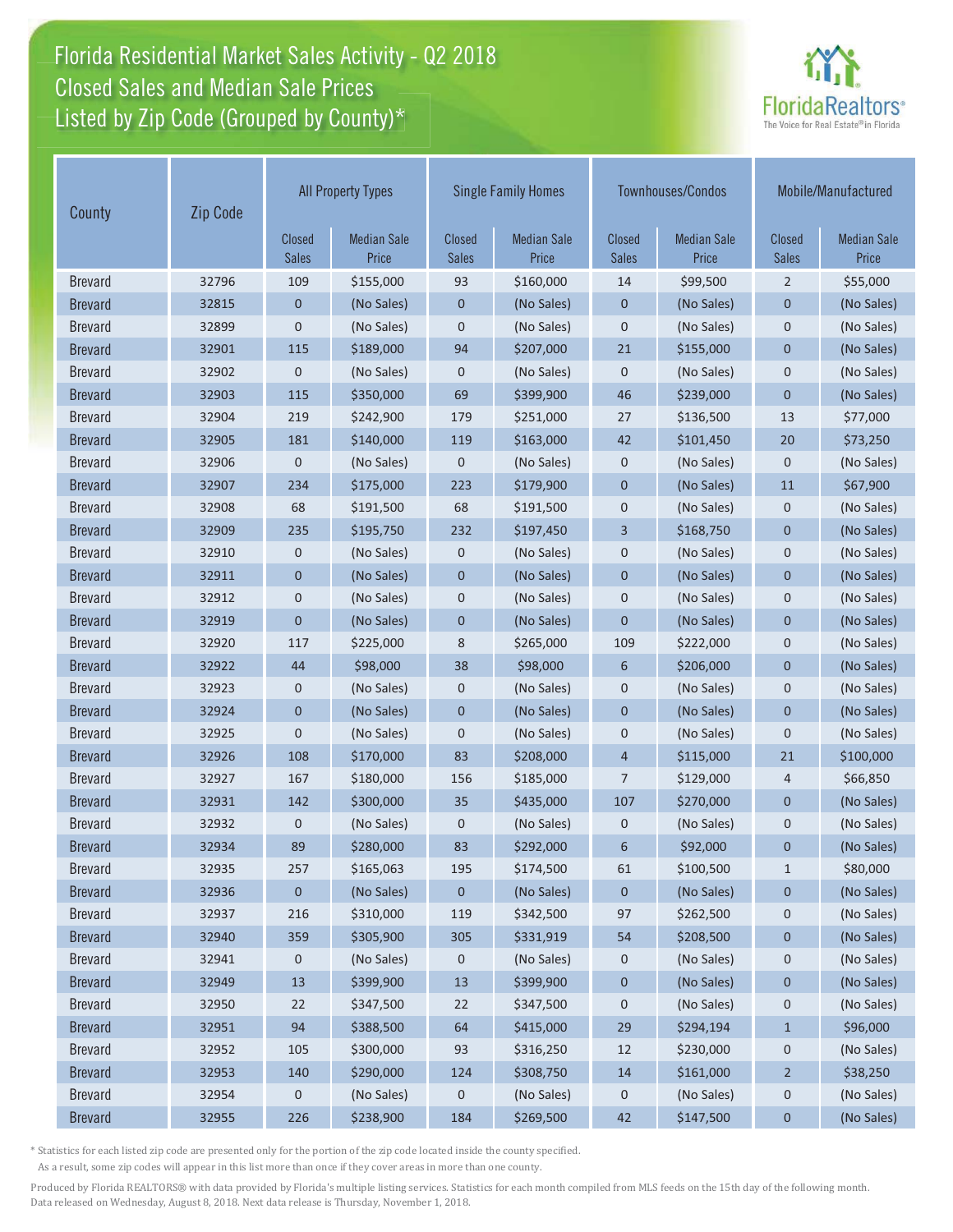# Florida Residential Market Sales Activity - Q2 2018
## Closed Sales and Median Sale Prices
## Listed by Zip Code (Grouped by County)*

| County | Zip Code | All Property Types | | Single Family Homes | | Townhouses/Condos | | Mobile/Manufactured | |
|---|---|---|---|---|---|---|---|---|---|
| | | Closed Sales | Median Sale Price | Closed Sales | Median Sale Price | Closed Sales | Median Sale Price | Closed Sales | Median Sale Price |
| Brevard | 32796 | 109 | $155,000 | 93 | $160,000 | 14 | $99,500 | 2 | $55,000 |
| Brevard | 32815 | 0 | (No Sales) | 0 | (No Sales) | 0 | (No Sales) | 0 | (No Sales) |
| Brevard | 32899 | 0 | (No Sales) | 0 | (No Sales) | 0 | (No Sales) | 0 | (No Sales) |
| Brevard | 32901 | 115 | $189,000 | 94 | $207,000 | 21 | $155,000 | 0 | (No Sales) |
| Brevard | 32902 | 0 | (No Sales) | 0 | (No Sales) | 0 | (No Sales) | 0 | (No Sales) |
| Brevard | 32903 | 115 | $350,000 | 69 | $399,900 | 46 | $239,000 | 0 | (No Sales) |
| Brevard | 32904 | 219 | $242,900 | 179 | $251,000 | 27 | $136,500 | 13 | $77,000 |
| Brevard | 32905 | 181 | $140,000 | 119 | $163,000 | 42 | $101,450 | 20 | $73,250 |
| Brevard | 32906 | 0 | (No Sales) | 0 | (No Sales) | 0 | (No Sales) | 0 | (No Sales) |
| Brevard | 32907 | 234 | $175,000 | 223 | $179,900 | 0 | (No Sales) | 11 | $67,900 |
| Brevard | 32908 | 68 | $191,500 | 68 | $191,500 | 0 | (No Sales) | 0 | (No Sales) |
| Brevard | 32909 | 235 | $195,750 | 232 | $197,450 | 3 | $168,750 | 0 | (No Sales) |
| Brevard | 32910 | 0 | (No Sales) | 0 | (No Sales) | 0 | (No Sales) | 0 | (No Sales) |
| Brevard | 32911 | 0 | (No Sales) | 0 | (No Sales) | 0 | (No Sales) | 0 | (No Sales) |
| Brevard | 32912 | 0 | (No Sales) | 0 | (No Sales) | 0 | (No Sales) | 0 | (No Sales) |
| Brevard | 32919 | 0 | (No Sales) | 0 | (No Sales) | 0 | (No Sales) | 0 | (No Sales) |
| Brevard | 32920 | 117 | $225,000 | 8 | $265,000 | 109 | $222,000 | 0 | (No Sales) |
| Brevard | 32922 | 44 | $98,000 | 38 | $98,000 | 6 | $206,000 | 0 | (No Sales) |
| Brevard | 32923 | 0 | (No Sales) | 0 | (No Sales) | 0 | (No Sales) | 0 | (No Sales) |
| Brevard | 32924 | 0 | (No Sales) | 0 | (No Sales) | 0 | (No Sales) | 0 | (No Sales) |
| Brevard | 32925 | 0 | (No Sales) | 0 | (No Sales) | 0 | (No Sales) | 0 | (No Sales) |
| Brevard | 32926 | 108 | $170,000 | 83 | $208,000 | 4 | $115,000 | 21 | $100,000 |
| Brevard | 32927 | 167 | $180,000 | 156 | $185,000 | 7 | $129,000 | 4 | $66,850 |
| Brevard | 32931 | 142 | $300,000 | 35 | $435,000 | 107 | $270,000 | 0 | (No Sales) |
| Brevard | 32932 | 0 | (No Sales) | 0 | (No Sales) | 0 | (No Sales) | 0 | (No Sales) |
| Brevard | 32934 | 89 | $280,000 | 83 | $292,000 | 6 | $92,000 | 0 | (No Sales) |
| Brevard | 32935 | 257 | $165,063 | 195 | $174,500 | 61 | $100,500 | 1 | $80,000 |
| Brevard | 32936 | 0 | (No Sales) | 0 | (No Sales) | 0 | (No Sales) | 0 | (No Sales) |
| Brevard | 32937 | 216 | $310,000 | 119 | $342,500 | 97 | $262,500 | 0 | (No Sales) |
| Brevard | 32940 | 359 | $305,900 | 305 | $331,919 | 54 | $208,500 | 0 | (No Sales) |
| Brevard | 32941 | 0 | (No Sales) | 0 | (No Sales) | 0 | (No Sales) | 0 | (No Sales) |
| Brevard | 32949 | 13 | $399,900 | 13 | $399,900 | 0 | (No Sales) | 0 | (No Sales) |
| Brevard | 32950 | 22 | $347,500 | 22 | $347,500 | 0 | (No Sales) | 0 | (No Sales) |
| Brevard | 32951 | 94 | $388,500 | 64 | $415,000 | 29 | $294,194 | 1 | $96,000 |
| Brevard | 32952 | 105 | $300,000 | 93 | $316,250 | 12 | $230,000 | 0 | (No Sales) |
| Brevard | 32953 | 140 | $290,000 | 124 | $308,750 | 14 | $161,000 | 2 | $38,250 |
| Brevard | 32954 | 0 | (No Sales) | 0 | (No Sales) | 0 | (No Sales) | 0 | (No Sales) |
| Brevard | 32955 | 226 | $238,900 | 184 | $269,500 | 42 | $147,500 | 0 | (No Sales) |

* Statistics for each listed zip code are presented only for the portion of the zip code located inside the county specified. As a result, some zip codes will appear in this list more than once if they cover areas in more than one county.

Produced by Florida REALTORS® with data provided by Florida's multiple listing services. Statistics for each month compiled from MLS feeds on the 15th day of the following month. Data released on Wednesday, August 8, 2018. Next data release is Thursday, November 1, 2018.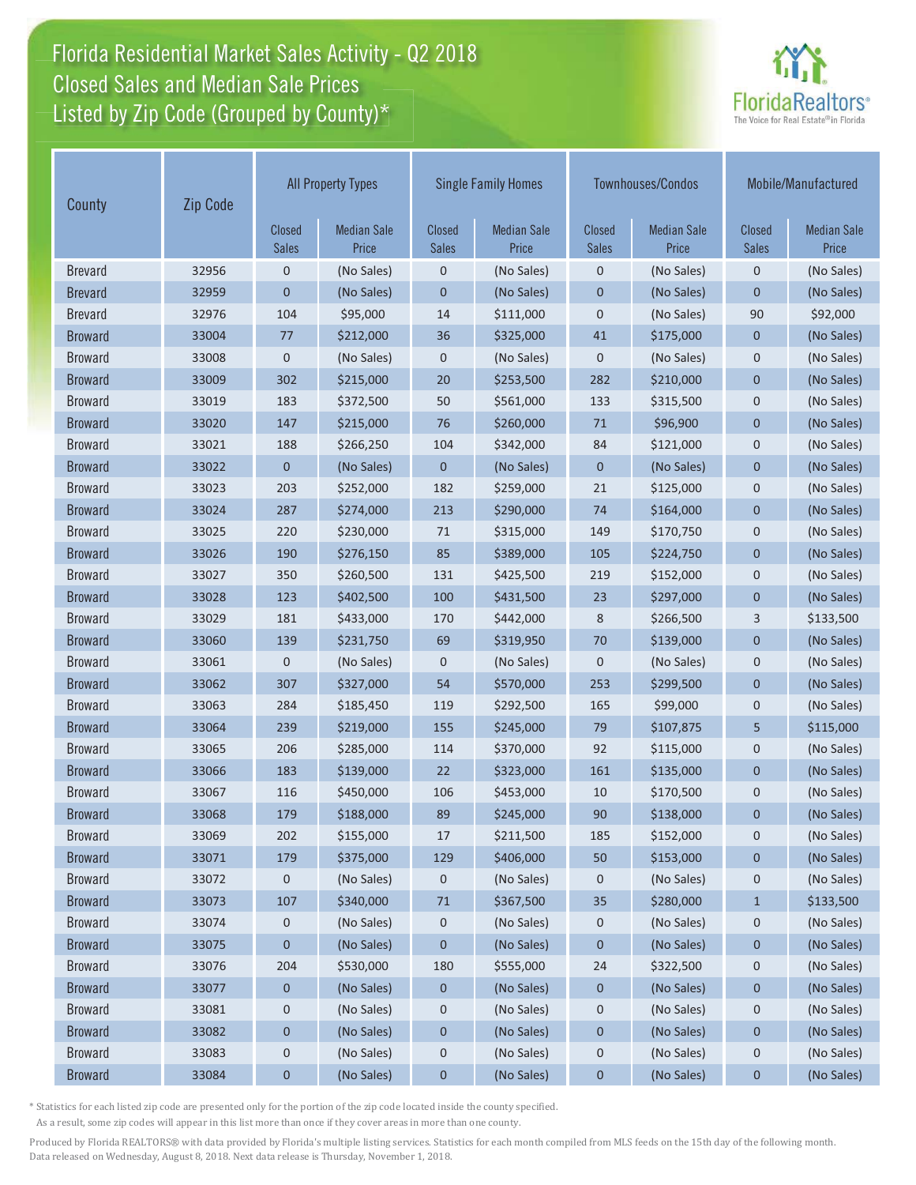# Florida Residential Market Sales Activity - Q2 2018
## Closed Sales and Median Sale Prices
## Listed by Zip Code (Grouped by County)*

FloridaRealtors® The Voice for Real Estate® in Florida

| County | Zip Code | All Property Types | | Single Family Homes | | Townhouses/Condos | | Mobile/Manufactured | |
|---|---|---|---|---|---|---|---|---|---|
| | | Closed Sales | Median Sale Price | Closed Sales | Median Sale Price | Closed Sales | Median Sale Price | Closed Sales | Median Sale Price |
| Brevard | 32956 | 0 | (No Sales) | 0 | (No Sales) | 0 | (No Sales) | 0 | (No Sales) |
| Brevard | 32959 | 0 | (No Sales) | 0 | (No Sales) | 0 | (No Sales) | 0 | (No Sales) |
| Brevard | 32976 | 104 | $95,000 | 14 | $111,000 | 0 | (No Sales) | 90 | $92,000 |
| Broward | 33004 | 77 | $212,000 | 36 | $325,000 | 41 | $175,000 | 0 | (No Sales) |
| Broward | 33008 | 0 | (No Sales) | 0 | (No Sales) | 0 | (No Sales) | 0 | (No Sales) |
| Broward | 33009 | 302 | $215,000 | 20 | $253,500 | 282 | $210,000 | 0 | (No Sales) |
| Broward | 33019 | 183 | $372,500 | 50 | $561,000 | 133 | $315,500 | 0 | (No Sales) |
| Broward | 33020 | 147 | $215,000 | 76 | $260,000 | 71 | $96,900 | 0 | (No Sales) |
| Broward | 33021 | 188 | $266,250 | 104 | $342,000 | 84 | $121,000 | 0 | (No Sales) |
| Broward | 33022 | 0 | (No Sales) | 0 | (No Sales) | 0 | (No Sales) | 0 | (No Sales) |
| Broward | 33023 | 203 | $252,000 | 182 | $259,000 | 21 | $125,000 | 0 | (No Sales) |
| Broward | 33024 | 287 | $274,000 | 213 | $290,000 | 74 | $164,000 | 0 | (No Sales) |
| Broward | 33025 | 220 | $230,000 | 71 | $315,000 | 149 | $170,750 | 0 | (No Sales) |
| Broward | 33026 | 190 | $276,150 | 85 | $389,000 | 105 | $224,750 | 0 | (No Sales) |
| Broward | 33027 | 350 | $260,500 | 131 | $425,500 | 219 | $152,000 | 0 | (No Sales) |
| Broward | 33028 | 123 | $402,500 | 100 | $431,500 | 23 | $297,000 | 0 | (No Sales) |
| Broward | 33029 | 181 | $433,000 | 170 | $442,000 | 8 | $266,500 | 3 | $133,500 |
| Broward | 33060 | 139 | $231,750 | 69 | $319,950 | 70 | $139,000 | 0 | (No Sales) |
| Broward | 33061 | 0 | (No Sales) | 0 | (No Sales) | 0 | (No Sales) | 0 | (No Sales) |
| Broward | 33062 | 307 | $327,000 | 54 | $570,000 | 253 | $299,500 | 0 | (No Sales) |
| Broward | 33063 | 284 | $185,450 | 119 | $292,500 | 165 | $99,000 | 0 | (No Sales) |
| Broward | 33064 | 239 | $219,000 | 155 | $245,000 | 79 | $107,875 | 5 | $115,000 |
| Broward | 33065 | 206 | $285,000 | 114 | $370,000 | 92 | $115,000 | 0 | (No Sales) |
| Broward | 33066 | 183 | $139,000 | 22 | $323,000 | 161 | $135,000 | 0 | (No Sales) |
| Broward | 33067 | 116 | $450,000 | 106 | $453,000 | 10 | $170,500 | 0 | (No Sales) |
| Broward | 33068 | 179 | $188,000 | 89 | $245,000 | 90 | $138,000 | 0 | (No Sales) |
| Broward | 33069 | 202 | $155,000 | 17 | $211,500 | 185 | $152,000 | 0 | (No Sales) |
| Broward | 33071 | 179 | $375,000 | 129 | $406,000 | 50 | $153,000 | 0 | (No Sales) |
| Broward | 33072 | 0 | (No Sales) | 0 | (No Sales) | 0 | (No Sales) | 0 | (No Sales) |
| Broward | 33073 | 107 | $340,000 | 71 | $367,500 | 35 | $280,000 | 1 | $133,500 |
| Broward | 33074 | 0 | (No Sales) | 0 | (No Sales) | 0 | (No Sales) | 0 | (No Sales) |
| Broward | 33075 | 0 | (No Sales) | 0 | (No Sales) | 0 | (No Sales) | 0 | (No Sales) |
| Broward | 33076 | 204 | $530,000 | 180 | $555,000 | 24 | $322,500 | 0 | (No Sales) |
| Broward | 33077 | 0 | (No Sales) | 0 | (No Sales) | 0 | (No Sales) | 0 | (No Sales) |
| Broward | 33081 | 0 | (No Sales) | 0 | (No Sales) | 0 | (No Sales) | 0 | (No Sales) |
| Broward | 33082 | 0 | (No Sales) | 0 | (No Sales) | 0 | (No Sales) | 0 | (No Sales) |
| Broward | 33083 | 0 | (No Sales) | 0 | (No Sales) | 0 | (No Sales) | 0 | (No Sales) |
| Broward | 33084 | 0 | (No Sales) | 0 | (No Sales) | 0 | (No Sales) | 0 | (No Sales) |

* Statistics for each listed zip code are presented only for the portion of the zip code located inside the county specified. As a result, some zip codes will appear in this list more than once if they cover areas in more than one county.

Produced by Florida REALTORS® with data provided by Florida's multiple listing services. Statistics for each month compiled from MLS feeds on the 15th day of the following month. Data released on Wednesday, August 8, 2018. Next data release is Thursday, November 1, 2018.